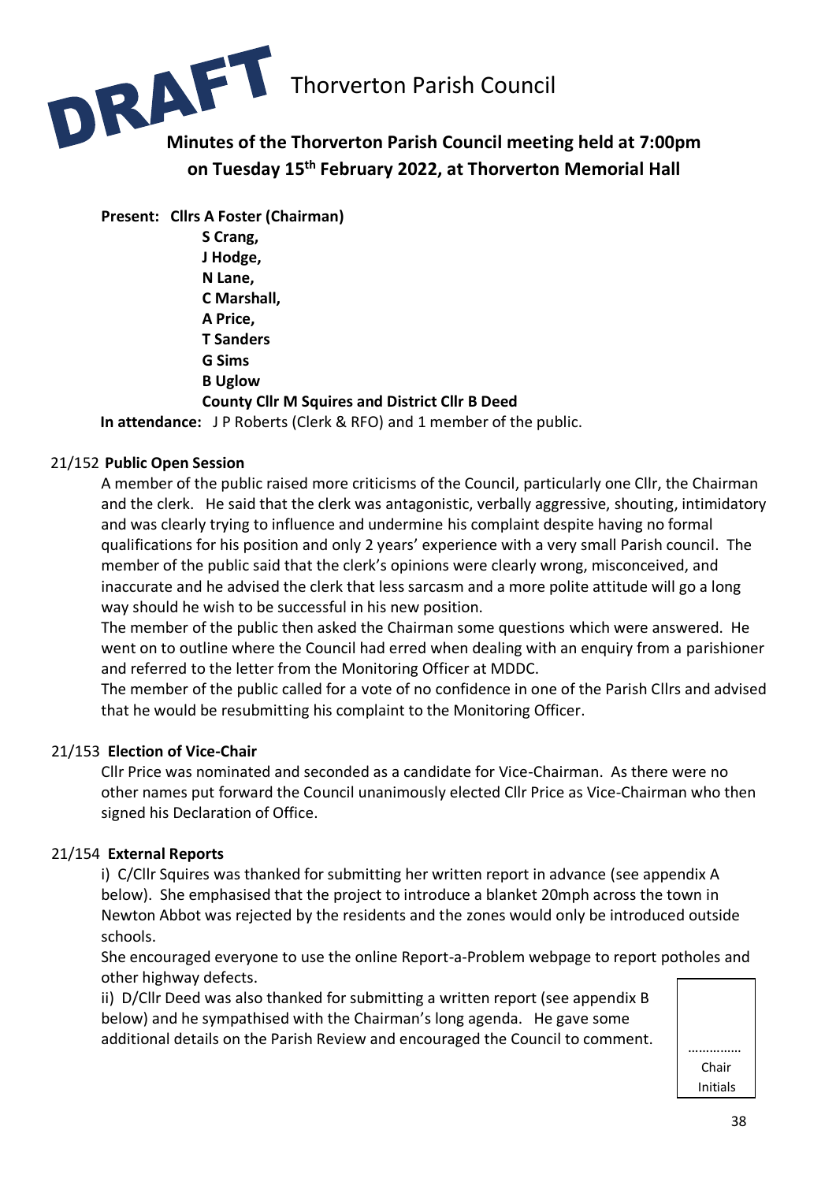DRAFT

# Thorverton Parish Council

## Minutes of the Thorverton Parish Council meeting held at 7:00pm on Tuesday 15th February 2022, at Thorverton Memorial Hall

**Present: Cllrs A Foster (Chairman)**
**S Crang,**
**J Hodge,**
**N Lane,**
**C Marshall,**
**A Price,**
**T Sanders**
**G Sims**
**B Uglow**
**County Cllr M Squires and District Cllr B Deed**

**In attendance:** J P Roberts (Clerk & RFO) and 1 member of the public.

### 21/152 Public Open Session

A member of the public raised more criticisms of the Council, particularly one Cllr, the Chairman and the clerk. He said that the clerk was antagonistic, verbally aggressive, shouting, intimidatory and was clearly trying to influence and undermine his complaint despite having no formal qualifications for his position and only 2 years' experience with a very small Parish council. The member of the public said that the clerk's opinions were clearly wrong, misconceived, and inaccurate and he advised the clerk that less sarcasm and a more polite attitude will go a long way should he wish to be successful in his new position.

The member of the public then asked the Chairman some questions which were answered. He went on to outline where the Council had erred when dealing with an enquiry from a parishioner and referred to the letter from the Monitoring Officer at MDDC.

The member of the public called for a vote of no confidence in one of the Parish Cllrs and advised that he would be resubmitting his complaint to the Monitoring Officer.

### 21/153 Election of Vice-Chair

Cllr Price was nominated and seconded as a candidate for Vice-Chairman. As there were no other names put forward the Council unanimously elected Cllr Price as Vice-Chairman who then signed his Declaration of Office.

### 21/154 External Reports

i) C/Cllr Squires was thanked for submitting her written report in advance (see appendix A below). She emphasised that the project to introduce a blanket 20mph across the town in Newton Abbot was rejected by the residents and the zones would only be introduced outside schools.

She encouraged everyone to use the online Report-a-Problem webpage to report potholes and other highway defects.

ii) D/Cllr Deed was also thanked for submitting a written report (see appendix B below) and he sympathised with the Chairman's long agenda. He gave some additional details on the Parish Review and encouraged the Council to comment.

…………
Chair
Initials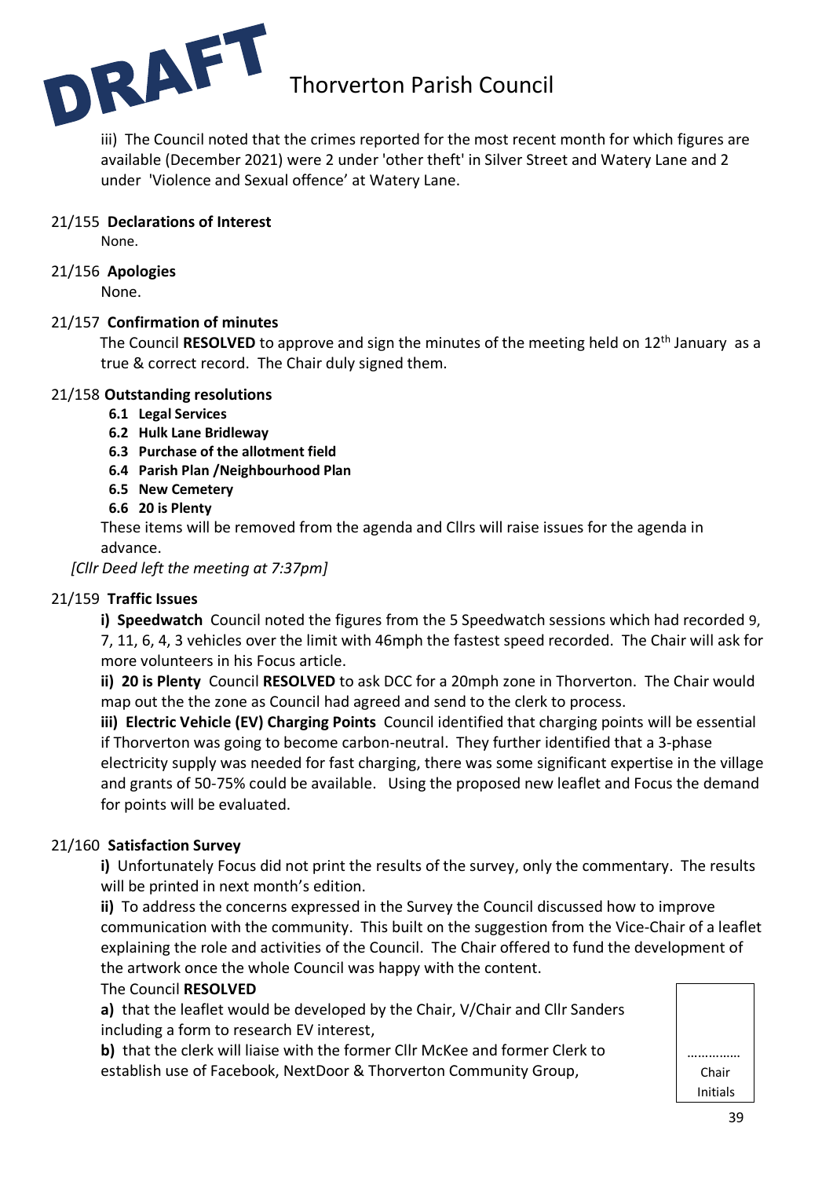iii) The Council noted that the crimes reported for the most recent month for which figures are available (December 2021) were 2 under 'other theft' in Silver Street and Watery Lane and 2 under 'Violence and Sexual offence' at Watery Lane.

### 21/155 Declarations of Interest

None.

### 21/156 Apologies

None.

### 21/157 Confirmation of minutes

The Council **RESOLVED** to approve and sign the minutes of the meeting held on 12th January as a true & correct record. The Chair duly signed them.

### 21/158 Outstanding resolutions

- **6.1 Legal Services**
- **6.2 Hulk Lane Bridleway**
- **6.3 Purchase of the allotment field**
- **6.4 Parish Plan /Neighbourhood Plan**
- **6.5 New Cemetery**
- **6.6 20 is Plenty**

These items will be removed from the agenda and Cllrs will raise issues for the agenda in advance.

*[Cllr Deed left the meeting at 7:37pm]*

### 21/159 Traffic Issues

**i) Speedwatch** Council noted the figures from the 5 Speedwatch sessions which had recorded 9, 7, 11, 6, 4, 3 vehicles over the limit with 46mph the fastest speed recorded. The Chair will ask for more volunteers in his Focus article.

**ii) 20 is Plenty** Council **RESOLVED** to ask DCC for a 20mph zone in Thorverton. The Chair would map out the the zone as Council had agreed and send to the clerk to process.

**iii) Electric Vehicle (EV) Charging Points** Council identified that charging points will be essential if Thorverton was going to become carbon-neutral. They further identified that a 3-phase electricity supply was needed for fast charging, there was some significant expertise in the village and grants of 50-75% could be available. Using the proposed new leaflet and Focus the demand for points will be evaluated.

### 21/160 Satisfaction Survey

**i)** Unfortunately Focus did not print the results of the survey, only the commentary. The results will be printed in next month's edition.

**ii)** To address the concerns expressed in the Survey the Council discussed how to improve communication with the community. This built on the suggestion from the Vice-Chair of a leaflet explaining the role and activities of the Council. The Chair offered to fund the development of the artwork once the whole Council was happy with the content.

The Council **RESOLVED**

**a)** that the leaflet would be developed by the Chair, V/Chair and Cllr Sanders including a form to research EV interest,

**b)** that the clerk will liaise with the former Cllr McKee and former Clerk to establish use of Facebook, NextDoor & Thorverton Community Group,

…………… Chair Initials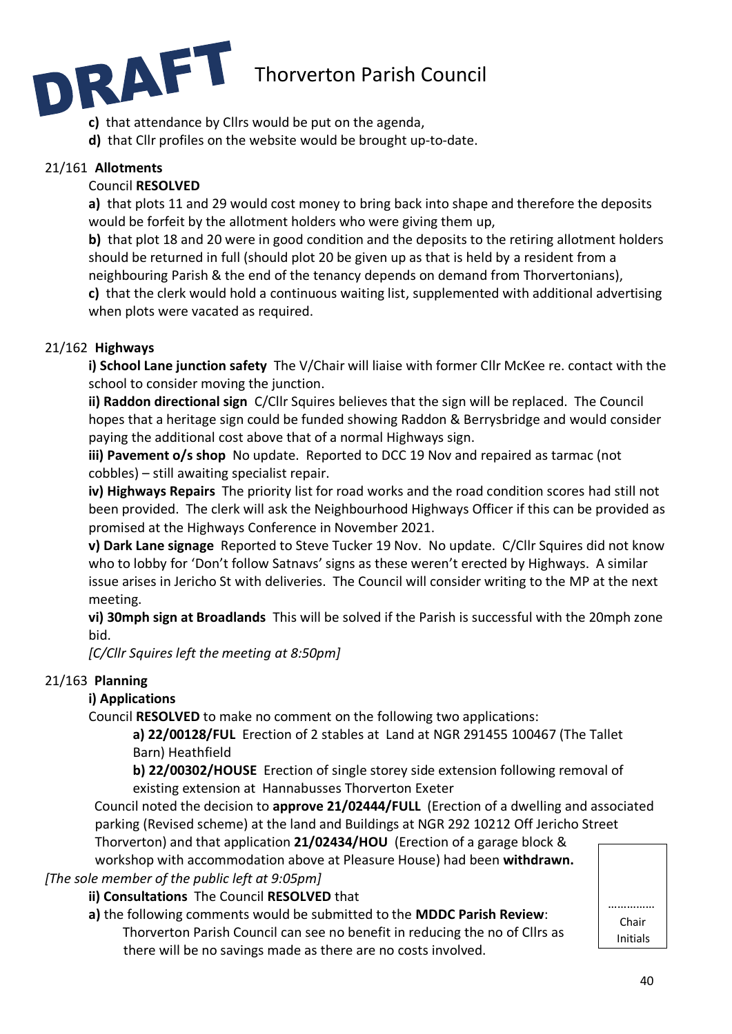DRAFT

**c)** that attendance by Cllrs would be put on the agenda,

**d)** that Cllr profiles on the website would be brought up-to-date.

21/161 **Allotments**

Council **RESOLVED**

**a)** that plots 11 and 29 would cost money to bring back into shape and therefore the deposits would be forfeit by the allotment holders who were giving them up,

**b)** that plot 18 and 20 were in good condition and the deposits to the retiring allotment holders should be returned in full (should plot 20 be given up as that is held by a resident from a neighbouring Parish & the end of the tenancy depends on demand from Thorvertonians),

**c)** that the clerk would hold a continuous waiting list, supplemented with additional advertising when plots were vacated as required.

21/162 **Highways**

**i) School Lane junction safety** The V/Chair will liaise with former Cllr McKee re. contact with the school to consider moving the junction.

**ii) Raddon directional sign** C/Cllr Squires believes that the sign will be replaced. The Council hopes that a heritage sign could be funded showing Raddon & Berrysbridge and would consider paying the additional cost above that of a normal Highways sign.

**iii) Pavement o/s shop** No update. Reported to DCC 19 Nov and repaired as tarmac (not cobbles) – still awaiting specialist repair.

**iv) Highways Repairs** The priority list for road works and the road condition scores had still not been provided. The clerk will ask the Neighbourhood Highways Officer if this can be provided as promised at the Highways Conference in November 2021.

**v) Dark Lane signage** Reported to Steve Tucker 19 Nov. No update. C/Cllr Squires did not know who to lobby for 'Don't follow Satnavs' signs as these weren't erected by Highways. A similar issue arises in Jericho St with deliveries. The Council will consider writing to the MP at the next meeting.

**vi) 30mph sign at Broadlands** This will be solved if the Parish is successful with the 20mph zone bid.

*[C/Cllr Squires left the meeting at 8:50pm]*

21/163 **Planning**

**i) Applications**

Council **RESOLVED** to make no comment on the following two applications:

**a) 22/00128/FUL** Erection of 2 stables at Land at NGR 291455 100467 (The Tallet Barn) Heathfield

**b) 22/00302/HOUSE** Erection of single storey side extension following removal of existing extension at Hannabusses Thorverton Exeter

Council noted the decision to **approve 21/02444/FULL** (Erection of a dwelling and associated parking (Revised scheme) at the land and Buildings at NGR 292 10212 Off Jericho Street Thorverton) and that application **21/02434/HOU** (Erection of a garage block & workshop with accommodation above at Pleasure House) had been **withdrawn.**

*[The sole member of the public left at 9:05pm]*

**ii) Consultations** The Council **RESOLVED** that

**a)** the following comments would be submitted to the **MDDC Parish Review**:

Thorverton Parish Council can see no benefit in reducing the no of Cllrs as there will be no savings made as there are no costs involved.

…………… Chair Initials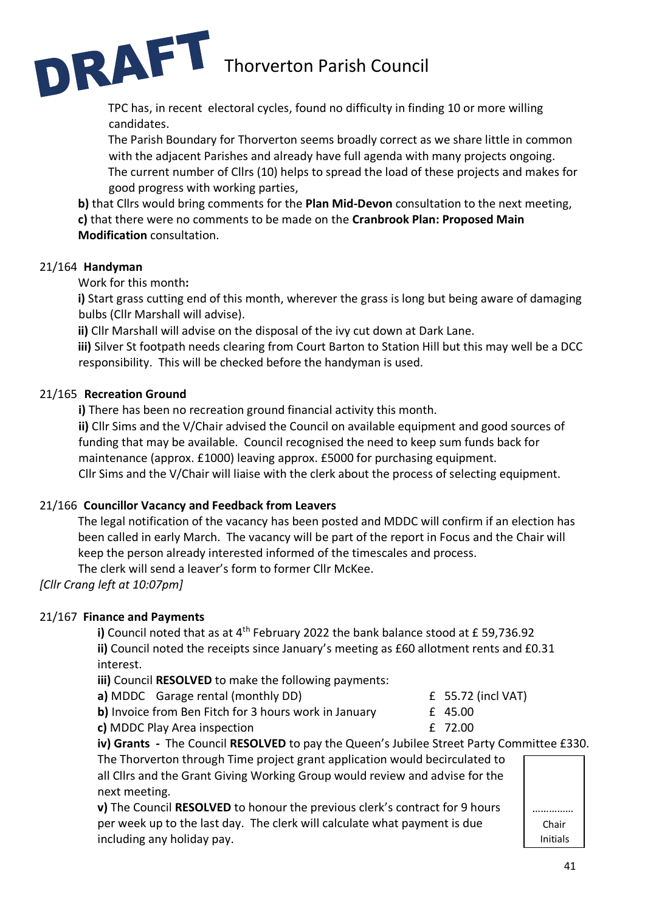TPC has, in recent electoral cycles, found no difficulty in finding 10 or more willing candidates.

The Parish Boundary for Thorverton seems broadly correct as we share little in common with the adjacent Parishes and already have full agenda with many projects ongoing. The current number of Cllrs (10) helps to spread the load of these projects and makes for good progress with working parties,

**b)** that Cllrs would bring comments for the **Plan Mid-Devon** consultation to the next meeting,
**c)** that there were no comments to be made on the **Cranbrook Plan: Proposed Main Modification** consultation.

21/164 **Handyman**

Work for this month**:**

**i)** Start grass cutting end of this month, wherever the grass is long but being aware of damaging bulbs (Cllr Marshall will advise).

**ii)** Cllr Marshall will advise on the disposal of the ivy cut down at Dark Lane.

**iii)** Silver St footpath needs clearing from Court Barton to Station Hill but this may well be a DCC responsibility. This will be checked before the handyman is used.

21/165 **Recreation Ground**

**i)** There has been no recreation ground financial activity this month.

**ii)** Cllr Sims and the V/Chair advised the Council on available equipment and good sources of funding that may be available. Council recognised the need to keep sum funds back for maintenance (approx. £1000) leaving approx. £5000 for purchasing equipment.
Cllr Sims and the V/Chair will liaise with the clerk about the process of selecting equipment.

21/166 **Councillor Vacancy and Feedback from Leavers**

The legal notification of the vacancy has been posted and MDDC will confirm if an election has been called in early March. The vacancy will be part of the report in Focus and the Chair will keep the person already interested informed of the timescales and process.
The clerk will send a leaver's form to former Cllr McKee.

*[Cllr Crang left at 10:07pm]*

21/167 **Finance and Payments**

**i)** Council noted that as at 4th February 2022 the bank balance stood at £ 59,736.92

**ii)** Council noted the receipts since January's meeting as £60 allotment rents and £0.31 interest.

**iii)** Council **RESOLVED** to make the following payments:

**a)** MDDC Garage rental (monthly DD) £ 55.72 (incl VAT)

**b)** Invoice from Ben Fitch for 3 hours work in January £ 45.00

**c)** MDDC Play Area inspection £ 72.00

**iv) Grants -** The Council **RESOLVED** to pay the Queen's Jubilee Street Party Committee £330.
The Thorverton through Time project grant application would becirculated to all Cllrs and the Grant Giving Working Group would review and advise for the next meeting.

**v)** The Council **RESOLVED** to honour the previous clerk's contract for 9 hours per week up to the last day. The clerk will calculate what payment is due including any holiday pay.

…………… Chair Initials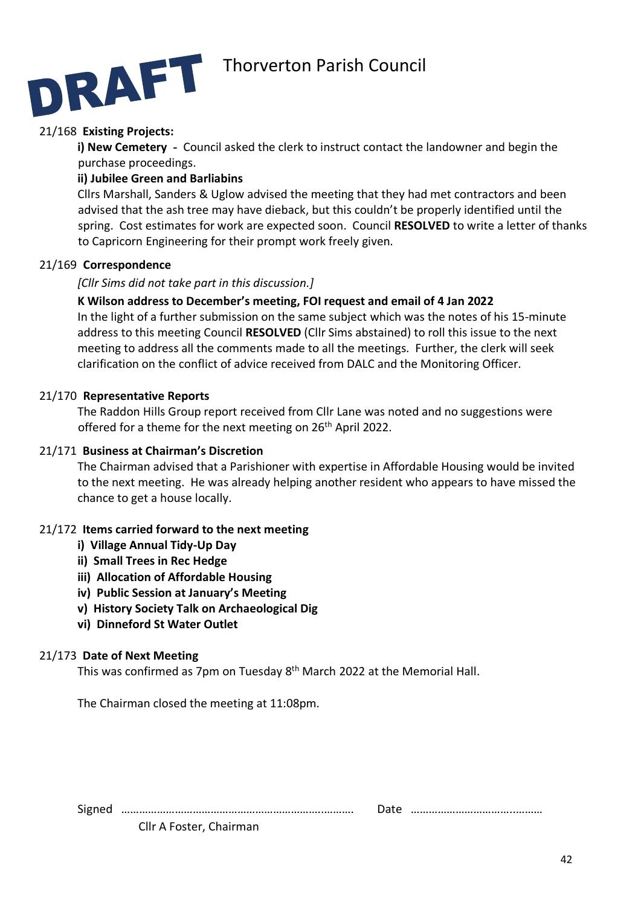DRAFT

# Thorverton Parish Council

21/168 **Existing Projects:**

**i) New Cemetery** - Council asked the clerk to instruct contact the landowner and begin the purchase proceedings.

**ii) Jubilee Green and Barliabins**

Cllrs Marshall, Sanders & Uglow advised the meeting that they had met contractors and been advised that the ash tree may have dieback, but this couldn't be properly identified until the spring. Cost estimates for work are expected soon. Council **RESOLVED** to write a letter of thanks to Capricorn Engineering for their prompt work freely given.

21/169 **Correspondence**

*[Cllr Sims did not take part in this discussion.]*

**K Wilson address to December's meeting, FOI request and email of 4 Jan 2022**

In the light of a further submission on the same subject which was the notes of his 15-minute address to this meeting Council **RESOLVED** (Cllr Sims abstained) to roll this issue to the next meeting to address all the comments made to all the meetings. Further, the clerk will seek clarification on the conflict of advice received from DALC and the Monitoring Officer.

21/170 **Representative Reports**

The Raddon Hills Group report received from Cllr Lane was noted and no suggestions were offered for a theme for the next meeting on 26th April 2022.

21/171 **Business at Chairman's Discretion**

The Chairman advised that a Parishioner with expertise in Affordable Housing would be invited to the next meeting. He was already helping another resident who appears to have missed the chance to get a house locally.

21/172 **Items carried forward to the next meeting**

**i) Village Annual Tidy-Up Day**
**ii) Small Trees in Rec Hedge**
**iii) Allocation of Affordable Housing**
**iv) Public Session at January's Meeting**
**v) History Society Talk on Archaeological Dig**
**vi) Dinneford St Water Outlet**

21/173 **Date of Next Meeting**

This was confirmed as 7pm on Tuesday 8th March 2022 at the Memorial Hall.

The Chairman closed the meeting at 11:08pm.

Signed ………………………………………………………………… Date ……………………………………

Cllr A Foster, Chairman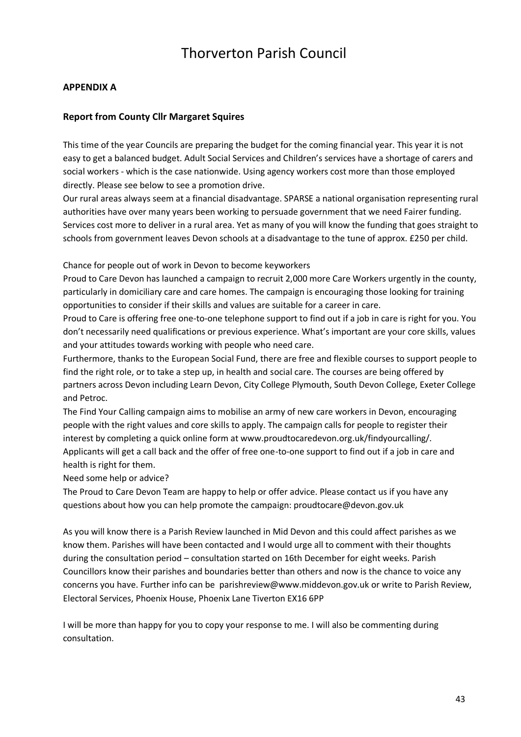# Thorverton Parish Council

**APPENDIX A**

**Report from County Cllr Margaret Squires**

This time of the year Councils are preparing the budget for the coming financial year. This year it is not easy to get a balanced budget. Adult Social Services and Children's services have a shortage of carers and social workers - which is the case nationwide. Using agency workers cost more than those employed directly. Please see below to see a promotion drive.

Our rural areas always seem at a financial disadvantage. SPARSE a national organisation representing rural authorities have over many years been working to persuade government that we need Fairer funding. Services cost more to deliver in a rural area. Yet as many of you will know the funding that goes straight to schools from government leaves Devon schools at a disadvantage to the tune of approx. £250 per child.

Chance for people out of work in Devon to become keyworkers

Proud to Care Devon has launched a campaign to recruit 2,000 more Care Workers urgently in the county, particularly in domiciliary care and care homes. The campaign is encouraging those looking for training opportunities to consider if their skills and values are suitable for a career in care.

Proud to Care is offering free one-to-one telephone support to find out if a job in care is right for you. You don't necessarily need qualifications or previous experience. What's important are your core skills, values and your attitudes towards working with people who need care.

Furthermore, thanks to the European Social Fund, there are free and flexible courses to support people to find the right role, or to take a step up, in health and social care. The courses are being offered by partners across Devon including Learn Devon, City College Plymouth, South Devon College, Exeter College and Petroc.

The Find Your Calling campaign aims to mobilise an army of new care workers in Devon, encouraging people with the right values and core skills to apply. The campaign calls for people to register their interest by completing a quick online form at www.proudtocaredevon.org.uk/findyourcalling/.

Applicants will get a call back and the offer of free one-to-one support to find out if a job in care and health is right for them.

Need some help or advice?

The Proud to Care Devon Team are happy to help or offer advice. Please contact us if you have any questions about how you can help promote the campaign: proudtocare@devon.gov.uk

As you will know there is a Parish Review launched in Mid Devon and this could affect parishes as we know them. Parishes will have been contacted and I would urge all to comment with their thoughts during the consultation period – consultation started on 16th December for eight weeks. Parish Councillors know their parishes and boundaries better than others and now is the chance to voice any concerns you have. Further info can be parishreview@www.middevon.gov.uk or write to Parish Review, Electoral Services, Phoenix House, Phoenix Lane Tiverton EX16 6PP

I will be more than happy for you to copy your response to me. I will also be commenting during consultation.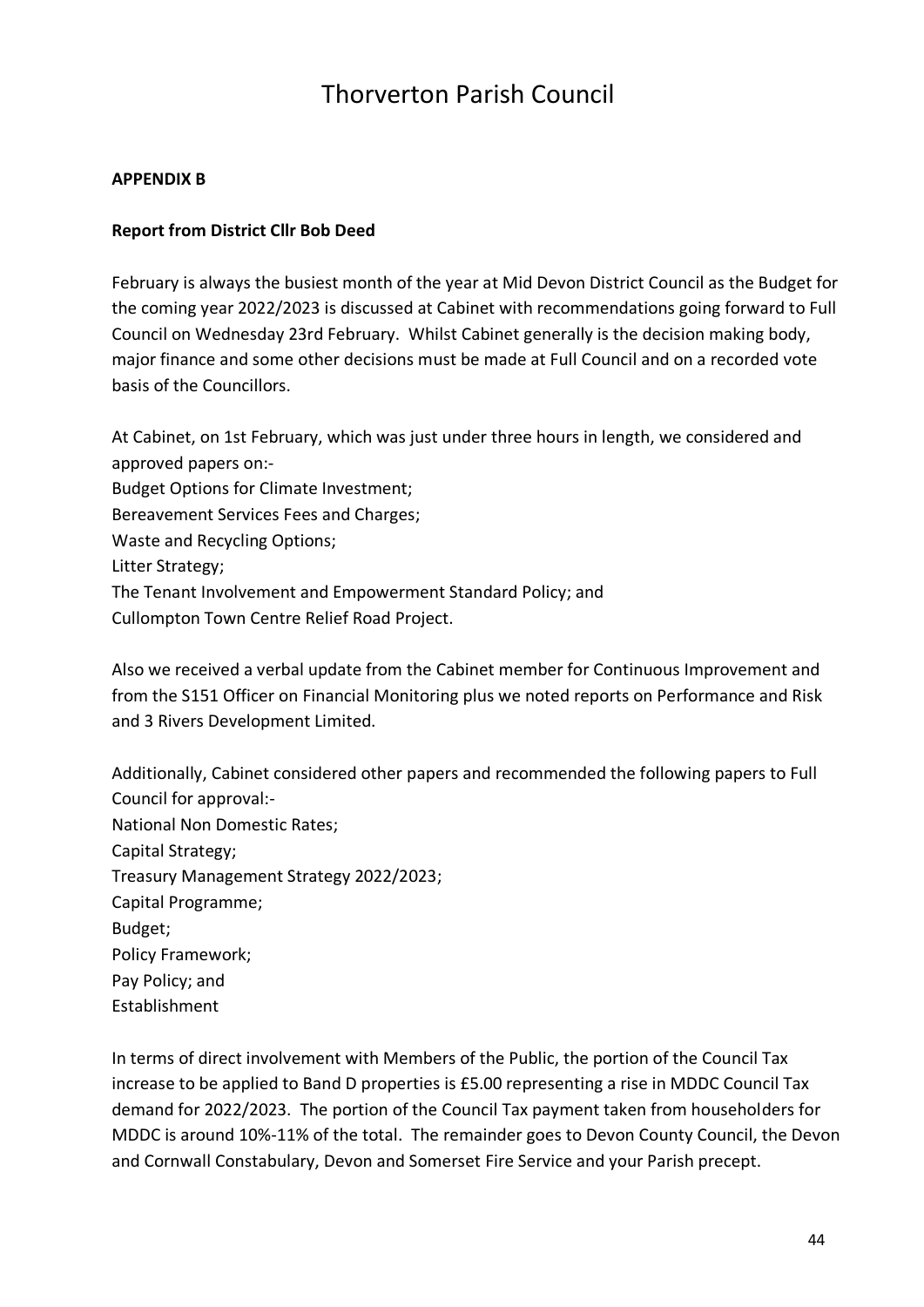# Thorverton Parish Council

**APPENDIX B**

**Report from District Cllr Bob Deed**

February is always the busiest month of the year at Mid Devon District Council as the Budget for the coming year 2022/2023 is discussed at Cabinet with recommendations going forward to Full Council on Wednesday 23rd February. Whilst Cabinet generally is the decision making body, major finance and some other decisions must be made at Full Council and on a recorded vote basis of the Councillors.

At Cabinet, on 1st February, which was just under three hours in length, we considered and approved papers on:-
Budget Options for Climate Investment;
Bereavement Services Fees and Charges;
Waste and Recycling Options;
Litter Strategy;
The Tenant Involvement and Empowerment Standard Policy; and
Cullompton Town Centre Relief Road Project.

Also we received a verbal update from the Cabinet member for Continuous Improvement and from the S151 Officer on Financial Monitoring plus we noted reports on Performance and Risk and 3 Rivers Development Limited.

Additionally, Cabinet considered other papers and recommended the following papers to Full Council for approval:-
National Non Domestic Rates;
Capital Strategy;
Treasury Management Strategy 2022/2023;
Capital Programme;
Budget;
Policy Framework;
Pay Policy; and
Establishment

In terms of direct involvement with Members of the Public, the portion of the Council Tax increase to be applied to Band D properties is £5.00 representing a rise in MDDC Council Tax demand for 2022/2023. The portion of the Council Tax payment taken from householders for MDDC is around 10%-11% of the total. The remainder goes to Devon County Council, the Devon and Cornwall Constabulary, Devon and Somerset Fire Service and your Parish precept.